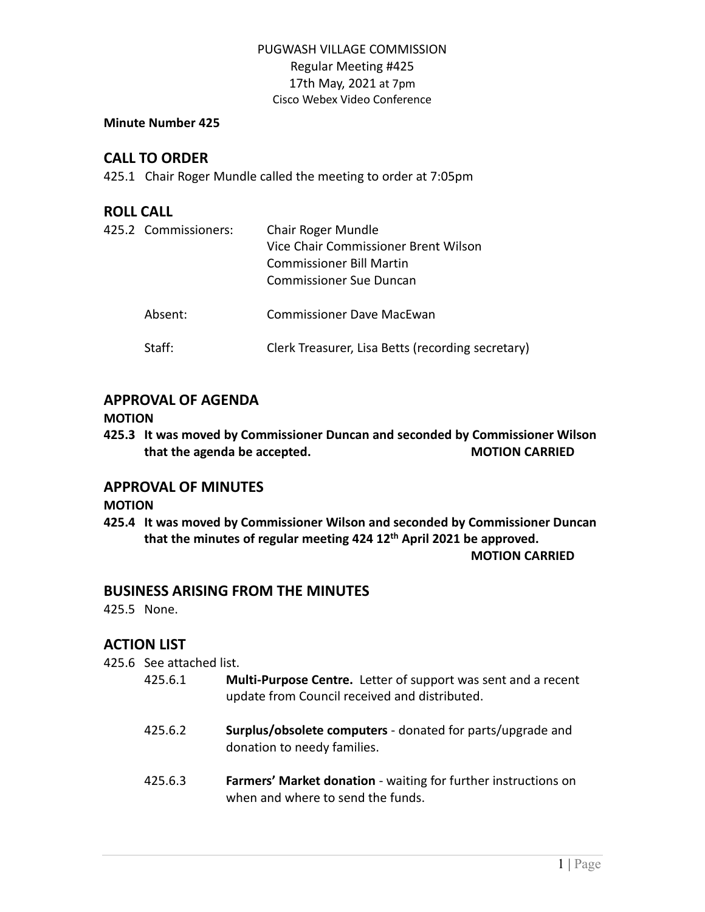PUGWASH VILLAGE COMMISSION
Regular Meeting #425
17th May, 2021 at 7pm
Cisco Webex Video Conference

**Minute Number 425**

## CALL TO ORDER

425.1 Chair Roger Mundle called the meeting to order at 7:05pm

## ROLL CALL

425.2 Commissioners:
- Chair Roger Mundle
- Vice Chair Commissioner Brent Wilson
- Commissioner Bill Martin
- Commissioner Sue Duncan

Absent: Commissioner Dave MacEwan

Staff: Clerk Treasurer, Lisa Betts (recording secretary)

## APPROVAL OF AGENDA

**MOTION**

**425.3 It was moved by Commissioner Duncan and seconded by Commissioner Wilson that the agenda be accepted. MOTION CARRIED**

## APPROVAL OF MINUTES

**MOTION**

**425.4 It was moved by Commissioner Wilson and seconded by Commissioner Duncan that the minutes of regular meeting 424 12th April 2021 be approved. MOTION CARRIED**

## BUSINESS ARISING FROM THE MINUTES

425.5 None.

## ACTION LIST

425.6 See attached list.

425.6.1 **Multi-Purpose Centre.** Letter of support was sent and a recent update from Council received and distributed.

425.6.2 **Surplus/obsolete computers** - donated for parts/upgrade and donation to needy families.

425.6.3 **Farmers' Market donation** - waiting for further instructions on when and where to send the funds.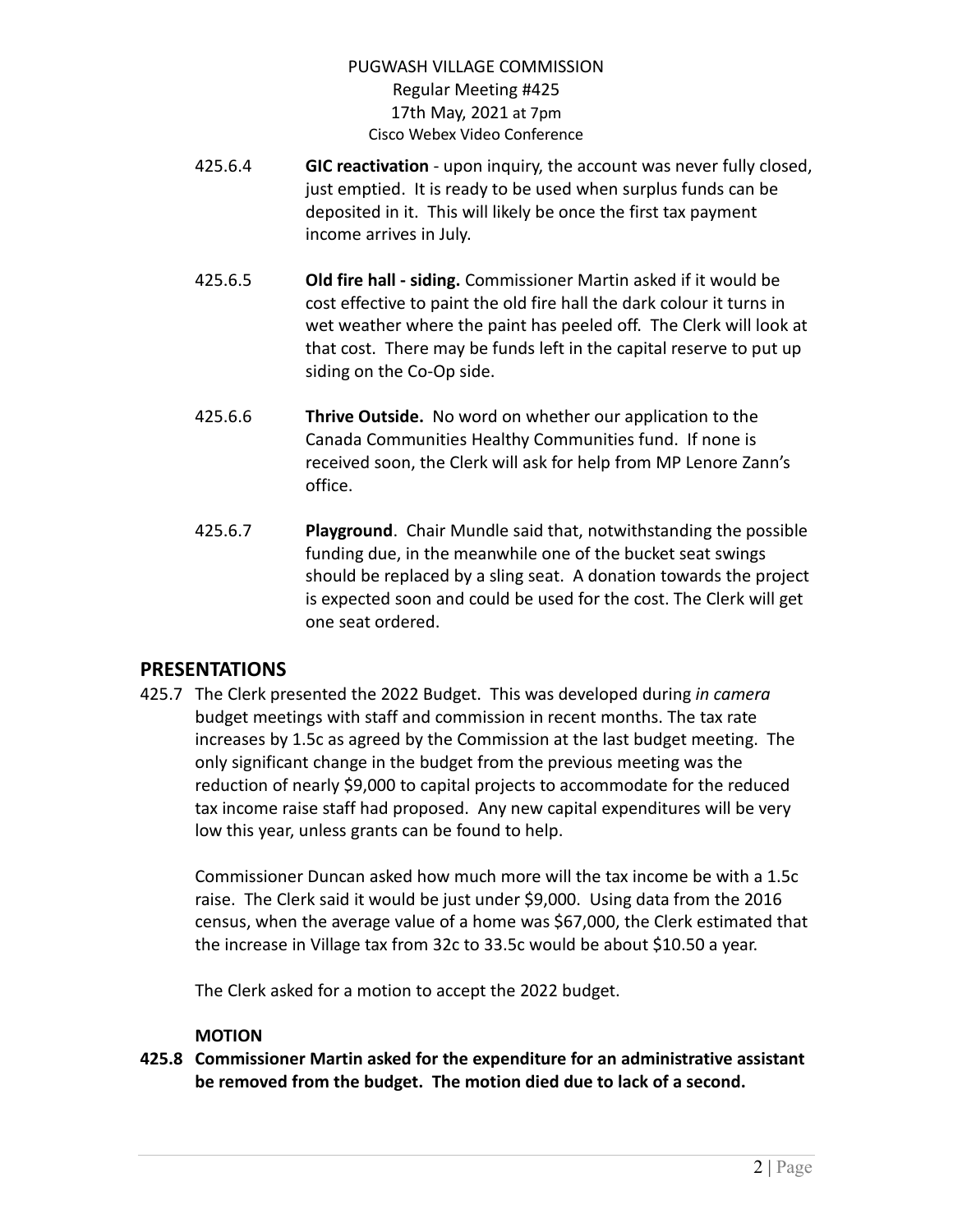425.6.4 **GIC reactivation** - upon inquiry, the account was never fully closed, just emptied. It is ready to be used when surplus funds can be deposited in it. This will likely be once the first tax payment income arrives in July.

425.6.5 **Old fire hall - siding.** Commissioner Martin asked if it would be cost effective to paint the old fire hall the dark colour it turns in wet weather where the paint has peeled off. The Clerk will look at that cost. There may be funds left in the capital reserve to put up siding on the Co-Op side.

425.6.6 **Thrive Outside.** No word on whether our application to the Canada Communities Healthy Communities fund. If none is received soon, the Clerk will ask for help from MP Lenore Zann's office.

425.6.7 **Playground**. Chair Mundle said that, notwithstanding the possible funding due, in the meanwhile one of the bucket seat swings should be replaced by a sling seat. A donation towards the project is expected soon and could be used for the cost. The Clerk will get one seat ordered.

## PRESENTATIONS

425.7 The Clerk presented the 2022 Budget. This was developed during *in camera* budget meetings with staff and commission in recent months. The tax rate increases by 1.5c as agreed by the Commission at the last budget meeting. The only significant change in the budget from the previous meeting was the reduction of nearly $9,000 to capital projects to accommodate for the reduced tax income raise staff had proposed. Any new capital expenditures will be very low this year, unless grants can be found to help.

Commissioner Duncan asked how much more will the tax income be with a 1.5c raise. The Clerk said it would be just under $9,000. Using data from the 2016 census, when the average value of a home was $67,000, the Clerk estimated that the increase in Village tax from 32c to 33.5c would be about $10.50 a year.

The Clerk asked for a motion to accept the 2022 budget.

**MOTION**

**425.8 Commissioner Martin asked for the expenditure for an administrative assistant be removed from the budget. The motion died due to lack of a second.**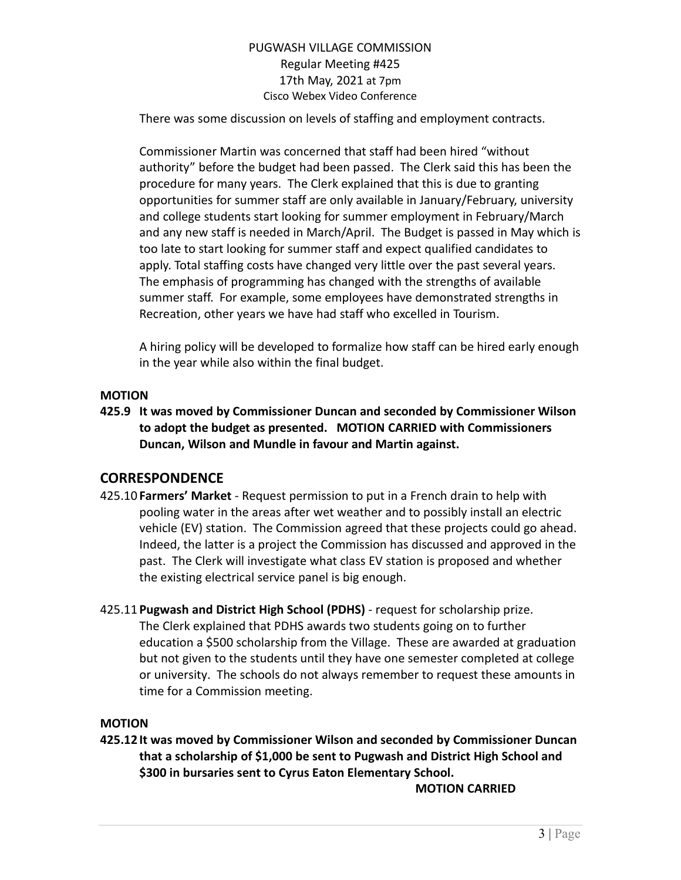There was some discussion on levels of staffing and employment contracts.

Commissioner Martin was concerned that staff had been hired "without authority" before the budget had been passed. The Clerk said this has been the procedure for many years. The Clerk explained that this is due to granting opportunities for summer staff are only available in January/February, university and college students start looking for summer employment in February/March and any new staff is needed in March/April. The Budget is passed in May which is too late to start looking for summer staff and expect qualified candidates to apply. Total staffing costs have changed very little over the past several years. The emphasis of programming has changed with the strengths of available summer staff. For example, some employees have demonstrated strengths in Recreation, other years we have had staff who excelled in Tourism.

A hiring policy will be developed to formalize how staff can be hired early enough in the year while also within the final budget.

**MOTION**

**425.9 It was moved by Commissioner Duncan and seconded by Commissioner Wilson to adopt the budget as presented. MOTION CARRIED with Commissioners Duncan, Wilson and Mundle in favour and Martin against.**

## CORRESPONDENCE

425.10 **Farmers' Market** - Request permission to put in a French drain to help with pooling water in the areas after wet weather and to possibly install an electric vehicle (EV) station. The Commission agreed that these projects could go ahead. Indeed, the latter is a project the Commission has discussed and approved in the past. The Clerk will investigate what class EV station is proposed and whether the existing electrical service panel is big enough.

425.11 **Pugwash and District High School (PDHS)** - request for scholarship prize. The Clerk explained that PDHS awards two students going on to further education a $500 scholarship from the Village. These are awarded at graduation but not given to the students until they have one semester completed at college or university. The schools do not always remember to request these amounts in time for a Commission meeting.

**MOTION**

**425.12 It was moved by Commissioner Wilson and seconded by Commissioner Duncan that a scholarship of $1,000 be sent to Pugwash and District High School and $300 in bursaries sent to Cyrus Eaton Elementary School.**

**MOTION CARRIED**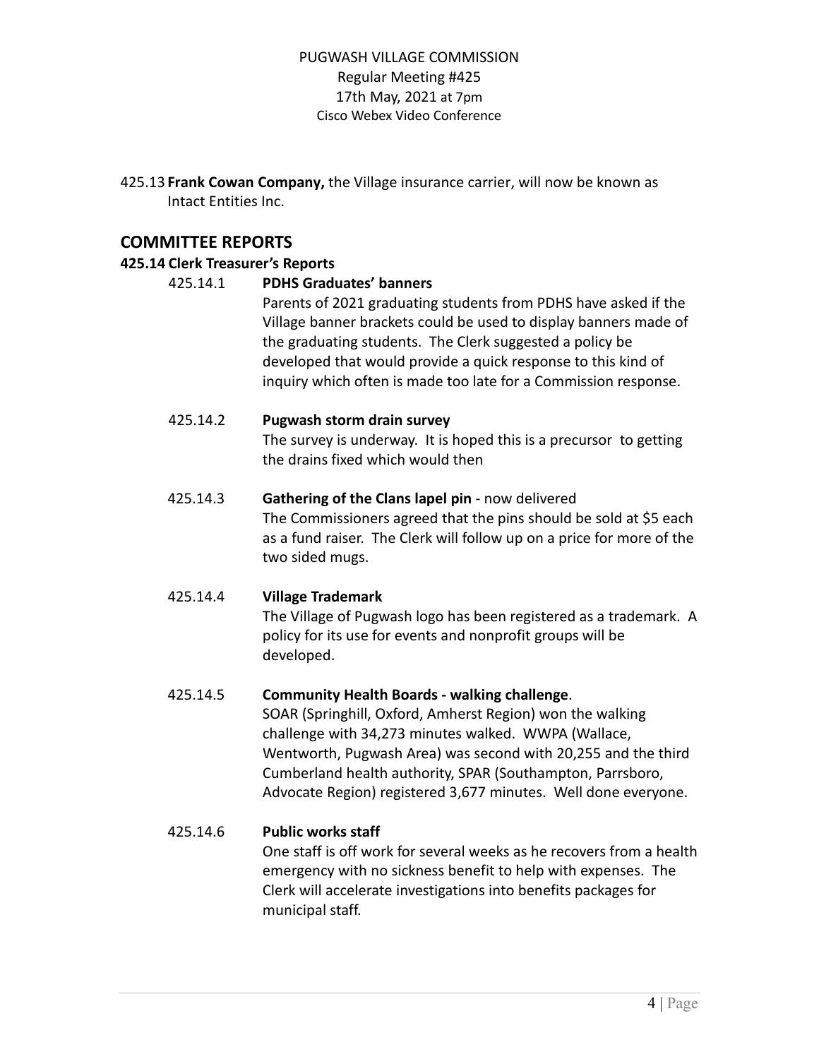PUGWASH VILLAGE COMMISSION
Regular Meeting #425
17th May, 2021 at 7pm
Cisco Webex Video Conference

425.13 **Frank Cowan Company,** the Village insurance carrier, will now be known as Intact Entities Inc.

## COMMITTEE REPORTS

### 425.14 Clerk Treasurer's Reports

425.14.1 **PDHS Graduates' banners**

Parents of 2021 graduating students from PDHS have asked if the Village banner brackets could be used to display banners made of the graduating students. The Clerk suggested a policy be developed that would provide a quick response to this kind of inquiry which often is made too late for a Commission response.

425.14.2 **Pugwash storm drain survey**

The survey is underway. It is hoped this is a precursor to getting the drains fixed which would then

425.14.3 **Gathering of the Clans lapel pin** - now delivered

The Commissioners agreed that the pins should be sold at $5 each as a fund raiser. The Clerk will follow up on a price for more of the two sided mugs.

425.14.4 **Village Trademark**

The Village of Pugwash logo has been registered as a trademark. A policy for its use for events and nonprofit groups will be developed.

425.14.5 **Community Health Boards - walking challenge**.

SOAR (Springhill, Oxford, Amherst Region) won the walking challenge with 34,273 minutes walked. WWPA (Wallace, Wentworth, Pugwash Area) was second with 20,255 and the third Cumberland health authority, SPAR (Southampton, Parrsboro, Advocate Region) registered 3,677 minutes. Well done everyone.

425.14.6 **Public works staff**

One staff is off work for several weeks as he recovers from a health emergency with no sickness benefit to help with expenses. The Clerk will accelerate investigations into benefits packages for municipal staff.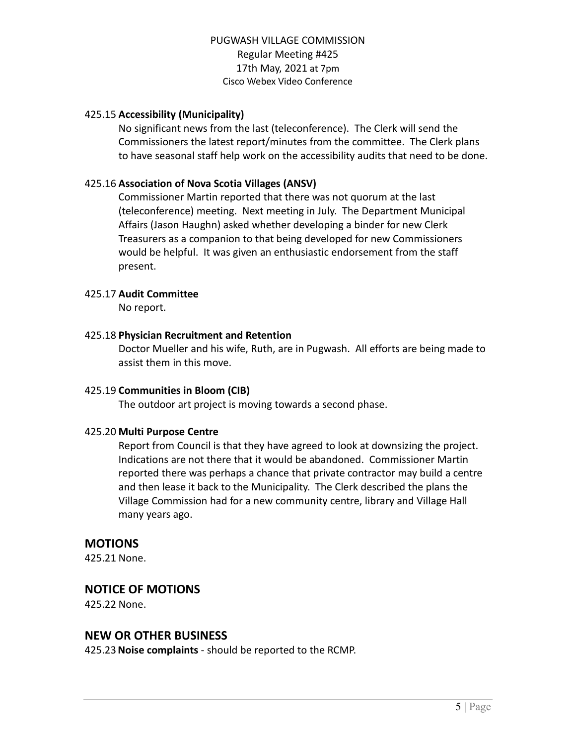### 425.15 **Accessibility (Municipality)**

No significant news from the last (teleconference). The Clerk will send the Commissioners the latest report/minutes from the committee. The Clerk plans to have seasonal staff help work on the accessibility audits that need to be done.

### 425.16 **Association of Nova Scotia Villages (ANSV)**

Commissioner Martin reported that there was not quorum at the last (teleconference) meeting. Next meeting in July. The Department Municipal Affairs (Jason Haughn) asked whether developing a binder for new Clerk Treasurers as a companion to that being developed for new Commissioners would be helpful. It was given an enthusiastic endorsement from the staff present.

### 425.17 **Audit Committee**

No report.

### 425.18 **Physician Recruitment and Retention**

Doctor Mueller and his wife, Ruth, are in Pugwash. All efforts are being made to assist them in this move.

### 425.19 **Communities in Bloom (CIB)**

The outdoor art project is moving towards a second phase.

### 425.20 **Multi Purpose Centre**

Report from Council is that they have agreed to look at downsizing the project. Indications are not there that it would be abandoned. Commissioner Martin reported there was perhaps a chance that private contractor may build a centre and then lease it back to the Municipality. The Clerk described the plans the Village Commission had for a new community centre, library and Village Hall many years ago.

## MOTIONS

425.21 None.

## NOTICE OF MOTIONS

425.22 None.

## NEW OR OTHER BUSINESS

425.23 **Noise complaints** - should be reported to the RCMP.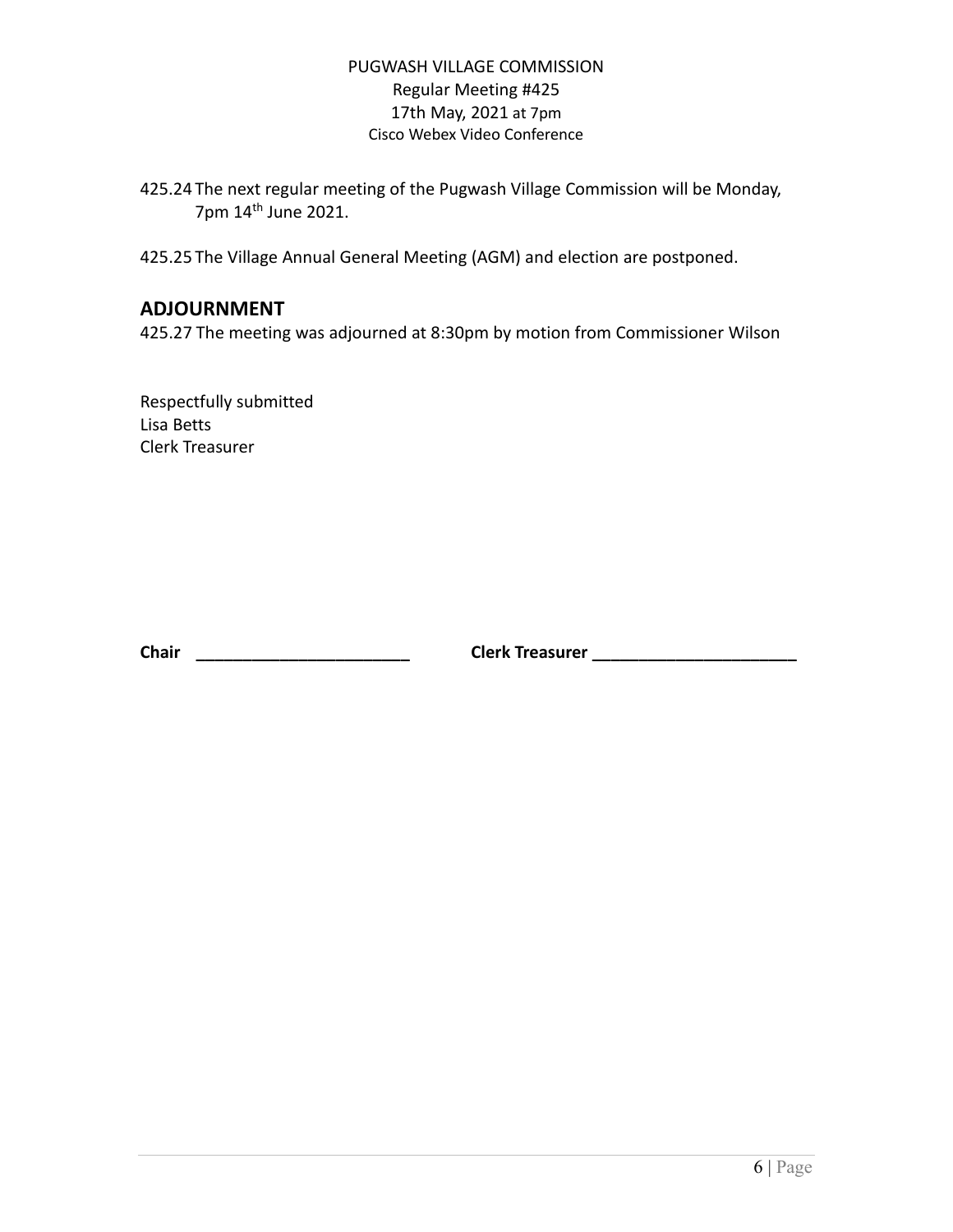425.24 The next regular meeting of the Pugwash Village Commission will be Monday, 7pm 14th June 2021.

425.25 The Village Annual General Meeting (AGM) and election are postponed.

## ADJOURNMENT

425.27 The meeting was adjourned at 8:30pm by motion from Commissioner Wilson

Respectfully submitted
Lisa Betts
Clerk Treasurer

**Chair** ________________________ **Clerk Treasurer** ______________________